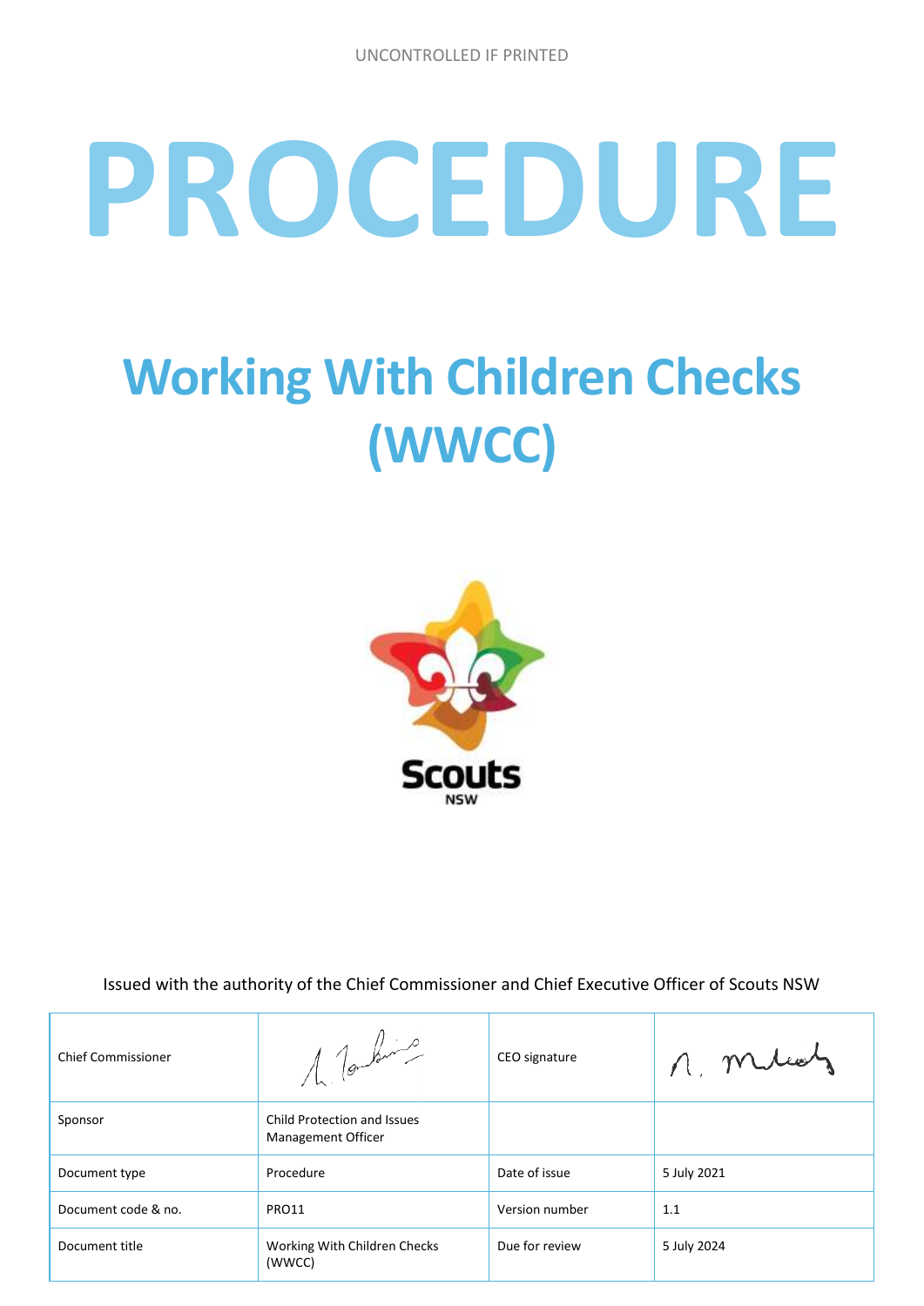UNCONTROLLED IF PRINTED

# PROCEDURE

# Working With Children Checks (WWCC)

Scouts NSW

Issued with the authority of the Chief Commissioner and Chief Executive Officer of Scouts NSW

| Chief Commissioner | | CEO signature | |
|---|---|---|---|
| Sponsor | Child Protection and Issues Management Officer | | |
| Document type | Procedure | Date of issue | 5 July 2021 |
| Document code & no. | PRO11 | Version number | 1.1 |
| Document title | Working With Children Checks (WWCC) | Due for review | 5 July 2024 |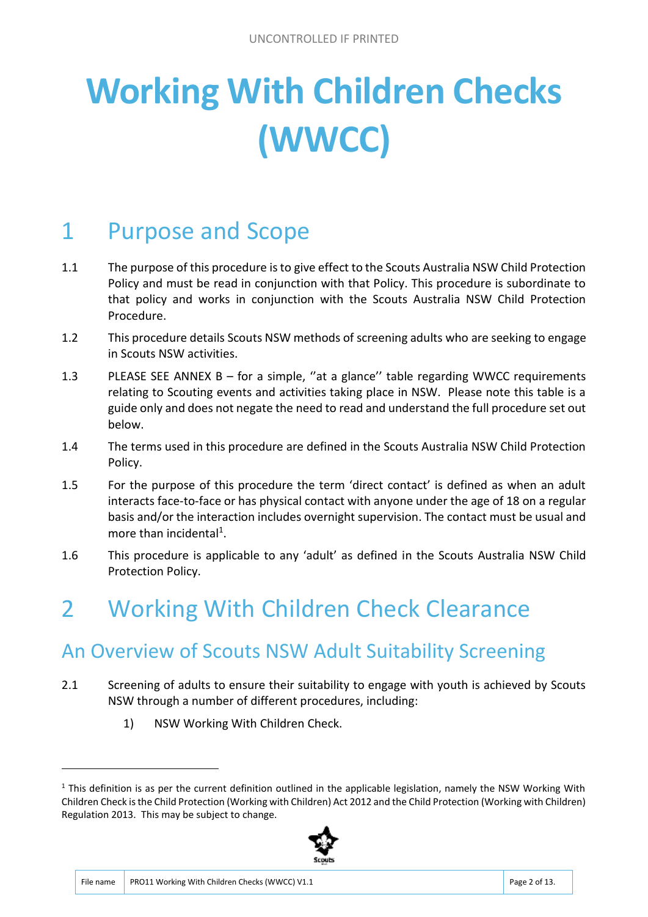# Working With Children Checks (WWCC)

## 1 Purpose and Scope

1.1 The purpose of this procedure is to give effect to the Scouts Australia NSW Child Protection Policy and must be read in conjunction with that Policy. This procedure is subordinate to that policy and works in conjunction with the Scouts Australia NSW Child Protection Procedure.

1.2 This procedure details Scouts NSW methods of screening adults who are seeking to engage in Scouts NSW activities.

1.3 PLEASE SEE ANNEX B – for a simple, ''at a glance'' table regarding WWCC requirements relating to Scouting events and activities taking place in NSW. Please note this table is a guide only and does not negate the need to read and understand the full procedure set out below.

1.4 The terms used in this procedure are defined in the Scouts Australia NSW Child Protection Policy.

1.5 For the purpose of this procedure the term 'direct contact' is defined as when an adult interacts face-to-face or has physical contact with anyone under the age of 18 on a regular basis and/or the interaction includes overnight supervision. The contact must be usual and more than incidental[1].

1.6 This procedure is applicable to any 'adult' as defined in the Scouts Australia NSW Child Protection Policy.

## 2 Working With Children Check Clearance

### An Overview of Scouts NSW Adult Suitability Screening

2.1 Screening of adults to ensure their suitability to engage with youth is achieved by Scouts NSW through a number of different procedures, including:

1) NSW Working With Children Check.

[1] This definition is as per the current definition outlined in the applicable legislation, namely the NSW Working With Children Check is the Child Protection (Working with Children) Act 2012 and the Child Protection (Working with Children) Regulation 2013. This may be subject to change.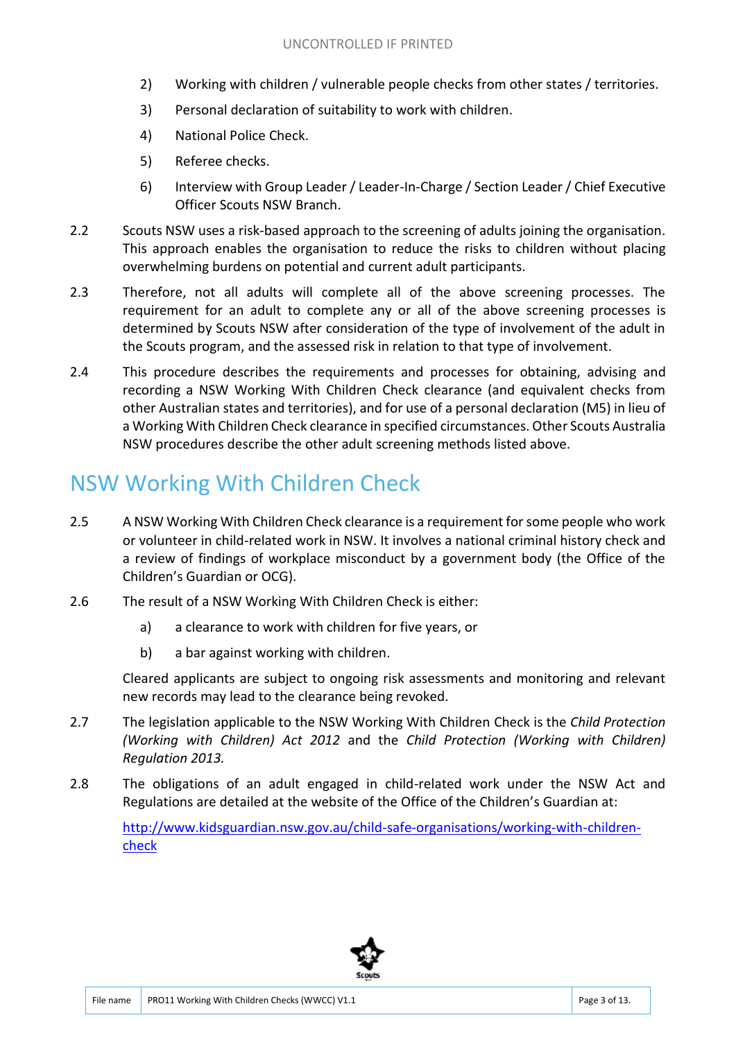2) Working with children / vulnerable people checks from other states / territories.

3) Personal declaration of suitability to work with children.

4) National Police Check.

5) Referee checks.

6) Interview with Group Leader / Leader-In-Charge / Section Leader / Chief Executive Officer Scouts NSW Branch.

2.2 Scouts NSW uses a risk-based approach to the screening of adults joining the organisation. This approach enables the organisation to reduce the risks to children without placing overwhelming burdens on potential and current adult participants.

2.3 Therefore, not all adults will complete all of the above screening processes. The requirement for an adult to complete any or all of the above screening processes is determined by Scouts NSW after consideration of the type of involvement of the adult in the Scouts program, and the assessed risk in relation to that type of involvement.

2.4 This procedure describes the requirements and processes for obtaining, advising and recording a NSW Working With Children Check clearance (and equivalent checks from other Australian states and territories), and for use of a personal declaration (M5) in lieu of a Working With Children Check clearance in specified circumstances. Other Scouts Australia NSW procedures describe the other adult screening methods listed above.

## NSW Working With Children Check

2.5 A NSW Working With Children Check clearance is a requirement for some people who work or volunteer in child-related work in NSW. It involves a national criminal history check and a review of findings of workplace misconduct by a government body (the Office of the Children's Guardian or OCG).

2.6 The result of a NSW Working With Children Check is either:

a) a clearance to work with children for five years, or

b) a bar against working with children.

Cleared applicants are subject to ongoing risk assessments and monitoring and relevant new records may lead to the clearance being revoked.

2.7 The legislation applicable to the NSW Working With Children Check is the *Child Protection (Working with Children) Act 2012* and the *Child Protection (Working with Children) Regulation 2013.*

2.8 The obligations of an adult engaged in child-related work under the NSW Act and Regulations are detailed at the website of the Office of the Children's Guardian at:

[http://www.kidsguardian.nsw.gov.au/child-safe-organisations/working-with-children-check](http://www.kidsguardian.nsw.gov.au/child-safe-organisations/working-with-children-check)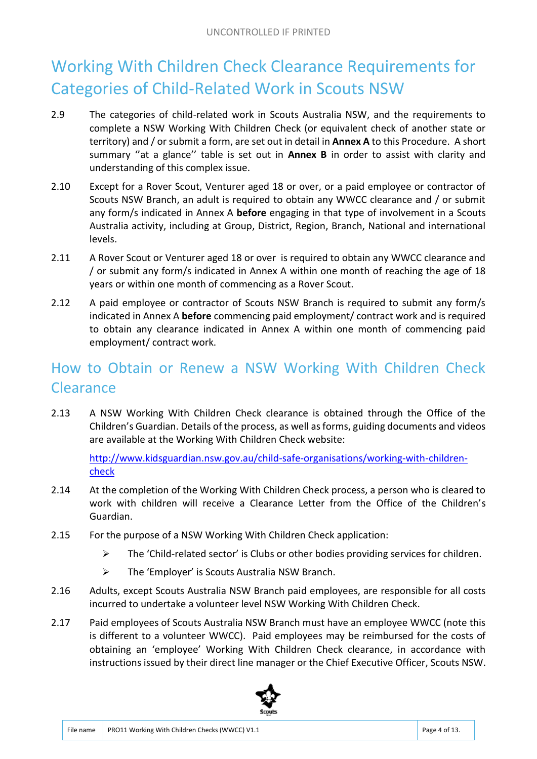## Working With Children Check Clearance Requirements for Categories of Child-Related Work in Scouts NSW

2.9 The categories of child-related work in Scouts Australia NSW, and the requirements to complete a NSW Working With Children Check (or equivalent check of another state or territory) and / or submit a form, are set out in detail in **Annex A** to this Procedure. A short summary ''at a glance'' table is set out in **Annex B** in order to assist with clarity and understanding of this complex issue.

2.10 Except for a Rover Scout, Venturer aged 18 or over, or a paid employee or contractor of Scouts NSW Branch, an adult is required to obtain any WWCC clearance and / or submit any form/s indicated in Annex A **before** engaging in that type of involvement in a Scouts Australia activity, including at Group, District, Region, Branch, National and international levels.

2.11 A Rover Scout or Venturer aged 18 or over is required to obtain any WWCC clearance and / or submit any form/s indicated in Annex A within one month of reaching the age of 18 years or within one month of commencing as a Rover Scout.

2.12 A paid employee or contractor of Scouts NSW Branch is required to submit any form/s indicated in Annex A **before** commencing paid employment/ contract work and is required to obtain any clearance indicated in Annex A within one month of commencing paid employment/ contract work.

## How to Obtain or Renew a NSW Working With Children Check Clearance

2.13 A NSW Working With Children Check clearance is obtained through the Office of the Children's Guardian. Details of the process, as well as forms, guiding documents and videos are available at the Working With Children Check website:

[http://www.kidsguardian.nsw.gov.au/child-safe-organisations/working-with-children-check](http://www.kidsguardian.nsw.gov.au/child-safe-organisations/working-with-children-check)

2.14 At the completion of the Working With Children Check process, a person who is cleared to work with children will receive a Clearance Letter from the Office of the Children's Guardian.

2.15 For the purpose of a NSW Working With Children Check application:

- The 'Child-related sector' is Clubs or other bodies providing services for children.
- The 'Employer' is Scouts Australia NSW Branch.

2.16 Adults, except Scouts Australia NSW Branch paid employees, are responsible for all costs incurred to undertake a volunteer level NSW Working With Children Check.

2.17 Paid employees of Scouts Australia NSW Branch must have an employee WWCC (note this is different to a volunteer WWCC). Paid employees may be reimbursed for the costs of obtaining an 'employee' Working With Children Check clearance, in accordance with instructions issued by their direct line manager or the Chief Executive Officer, Scouts NSW.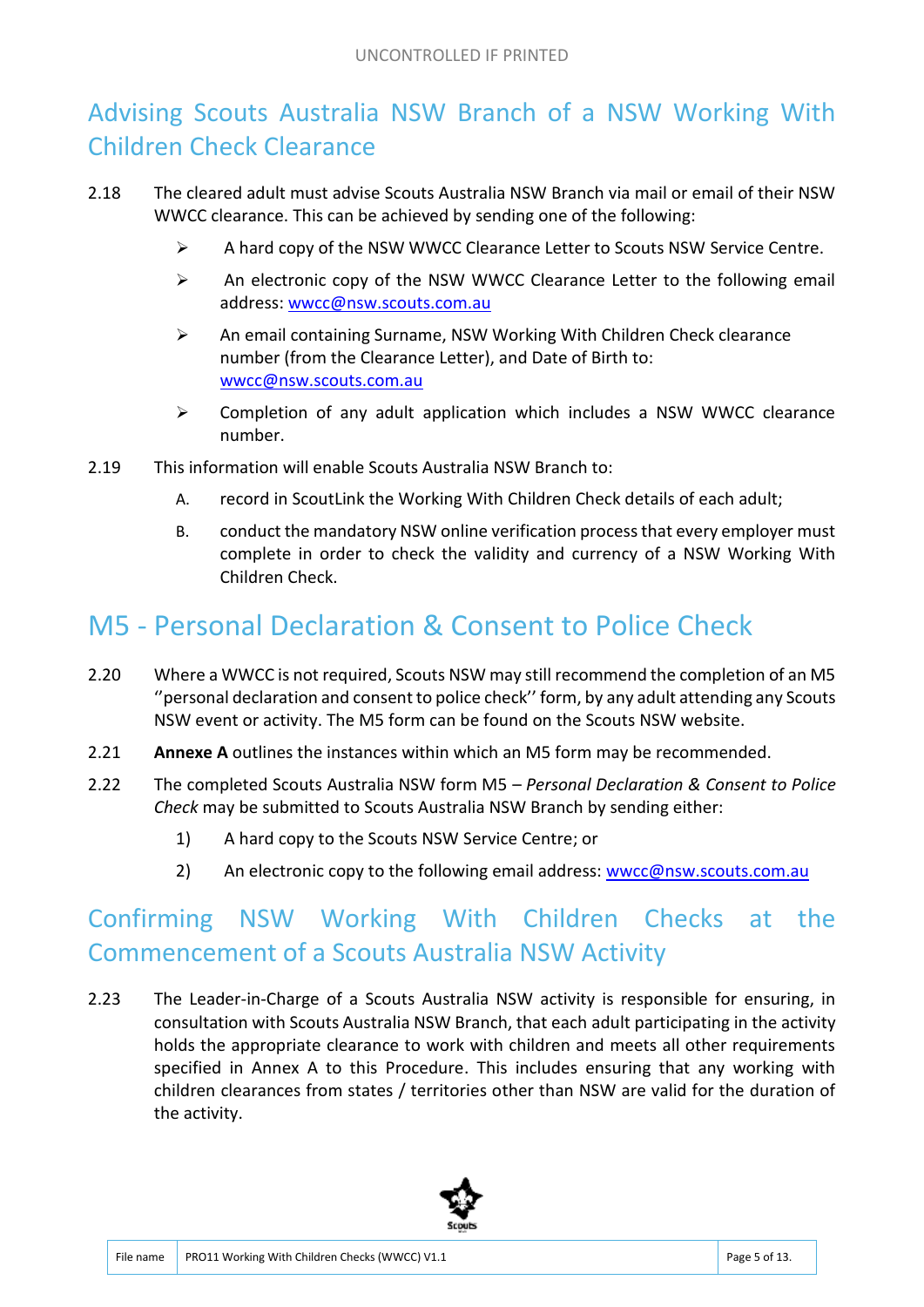## Advising Scouts Australia NSW Branch of a NSW Working With Children Check Clearance

2.18 The cleared adult must advise Scouts Australia NSW Branch via mail or email of their NSW WWCC clearance. This can be achieved by sending one of the following:

- A hard copy of the NSW WWCC Clearance Letter to Scouts NSW Service Centre.
- An electronic copy of the NSW WWCC Clearance Letter to the following email address: wwcc@nsw.scouts.com.au
- An email containing Surname, NSW Working With Children Check clearance number (from the Clearance Letter), and Date of Birth to: wwcc@nsw.scouts.com.au
- Completion of any adult application which includes a NSW WWCC clearance number.

2.19 This information will enable Scouts Australia NSW Branch to:

A. record in ScoutLink the Working With Children Check details of each adult;

B. conduct the mandatory NSW online verification process that every employer must complete in order to check the validity and currency of a NSW Working With Children Check.

## M5 - Personal Declaration & Consent to Police Check

2.20 Where a WWCC is not required, Scouts NSW may still recommend the completion of an M5 ''personal declaration and consent to police check'' form, by any adult attending any Scouts NSW event or activity. The M5 form can be found on the Scouts NSW website.

2.21 **Annexe A** outlines the instances within which an M5 form may be recommended.

2.22 The completed Scouts Australia NSW form M5 – *Personal Declaration & Consent to Police Check* may be submitted to Scouts Australia NSW Branch by sending either:

1) A hard copy to the Scouts NSW Service Centre; or

2) An electronic copy to the following email address: wwcc@nsw.scouts.com.au

## Confirming NSW Working With Children Checks at the Commencement of a Scouts Australia NSW Activity

2.23 The Leader-in-Charge of a Scouts Australia NSW activity is responsible for ensuring, in consultation with Scouts Australia NSW Branch, that each adult participating in the activity holds the appropriate clearance to work with children and meets all other requirements specified in Annex A to this Procedure. This includes ensuring that any working with children clearances from states / territories other than NSW are valid for the duration of the activity.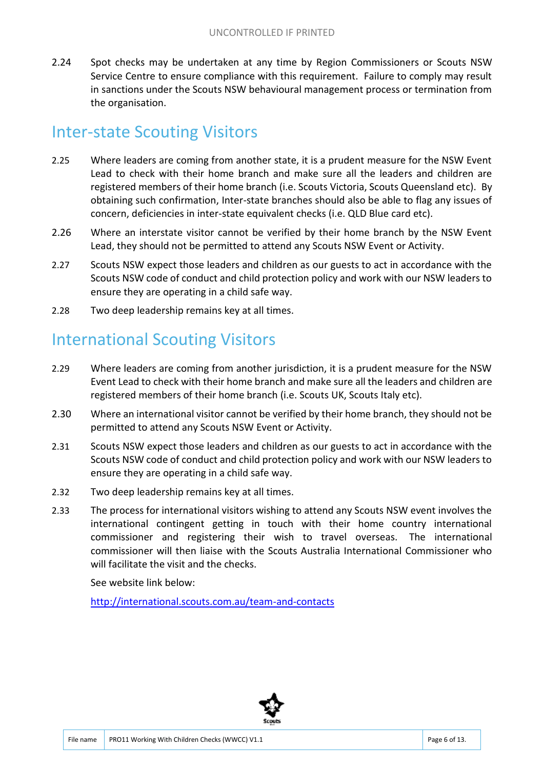2.24 Spot checks may be undertaken at any time by Region Commissioners or Scouts NSW Service Centre to ensure compliance with this requirement. Failure to comply may result in sanctions under the Scouts NSW behavioural management process or termination from the organisation.

## Inter-state Scouting Visitors

2.25 Where leaders are coming from another state, it is a prudent measure for the NSW Event Lead to check with their home branch and make sure all the leaders and children are registered members of their home branch (i.e. Scouts Victoria, Scouts Queensland etc). By obtaining such confirmation, Inter-state branches should also be able to flag any issues of concern, deficiencies in inter-state equivalent checks (i.e. QLD Blue card etc).

2.26 Where an interstate visitor cannot be verified by their home branch by the NSW Event Lead, they should not be permitted to attend any Scouts NSW Event or Activity.

2.27 Scouts NSW expect those leaders and children as our guests to act in accordance with the Scouts NSW code of conduct and child protection policy and work with our NSW leaders to ensure they are operating in a child safe way.

2.28 Two deep leadership remains key at all times.

## International Scouting Visitors

2.29 Where leaders are coming from another jurisdiction, it is a prudent measure for the NSW Event Lead to check with their home branch and make sure all the leaders and children are registered members of their home branch (i.e. Scouts UK, Scouts Italy etc).

2.30 Where an international visitor cannot be verified by their home branch, they should not be permitted to attend any Scouts NSW Event or Activity.

2.31 Scouts NSW expect those leaders and children as our guests to act in accordance with the Scouts NSW code of conduct and child protection policy and work with our NSW leaders to ensure they are operating in a child safe way.

2.32 Two deep leadership remains key at all times.

2.33 The process for international visitors wishing to attend any Scouts NSW event involves the international contingent getting in touch with their home country international commissioner and registering their wish to travel overseas. The international commissioner will then liaise with the Scouts Australia International Commissioner who will facilitate the visit and the checks.

See website link below:

http://international.scouts.com.au/team-and-contacts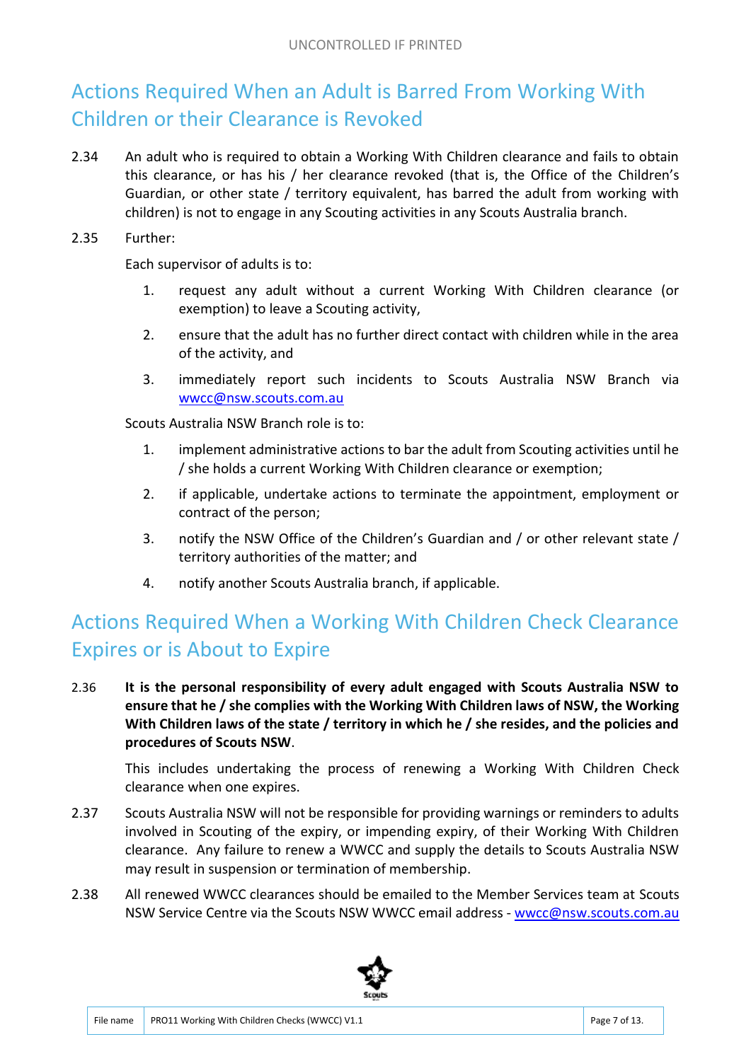## Actions Required When an Adult is Barred From Working With Children or their Clearance is Revoked

2.34 An adult who is required to obtain a Working With Children clearance and fails to obtain this clearance, or has his / her clearance revoked (that is, the Office of the Children's Guardian, or other state / territory equivalent, has barred the adult from working with children) is not to engage in any Scouting activities in any Scouts Australia branch.

2.35 Further:

Each supervisor of adults is to:

1. request any adult without a current Working With Children clearance (or exemption) to leave a Scouting activity,
2. ensure that the adult has no further direct contact with children while in the area of the activity, and
3. immediately report such incidents to Scouts Australia NSW Branch via wwcc@nsw.scouts.com.au

Scouts Australia NSW Branch role is to:

1. implement administrative actions to bar the adult from Scouting activities until he / she holds a current Working With Children clearance or exemption;
2. if applicable, undertake actions to terminate the appointment, employment or contract of the person;
3. notify the NSW Office of the Children's Guardian and / or other relevant state / territory authorities of the matter; and
4. notify another Scouts Australia branch, if applicable.

## Actions Required When a Working With Children Check Clearance Expires or is About to Expire

2.36 **It is the personal responsibility of every adult engaged with Scouts Australia NSW to ensure that he / she complies with the Working With Children laws of NSW, the Working With Children laws of the state / territory in which he / she resides, and the policies and procedures of Scouts NSW**.

This includes undertaking the process of renewing a Working With Children Check clearance when one expires.

2.37 Scouts Australia NSW will not be responsible for providing warnings or reminders to adults involved in Scouting of the expiry, or impending expiry, of their Working With Children clearance. Any failure to renew a WWCC and supply the details to Scouts Australia NSW may result in suspension or termination of membership.

2.38 All renewed WWCC clearances should be emailed to the Member Services team at Scouts NSW Service Centre via the Scouts NSW WWCC email address - wwcc@nsw.scouts.com.au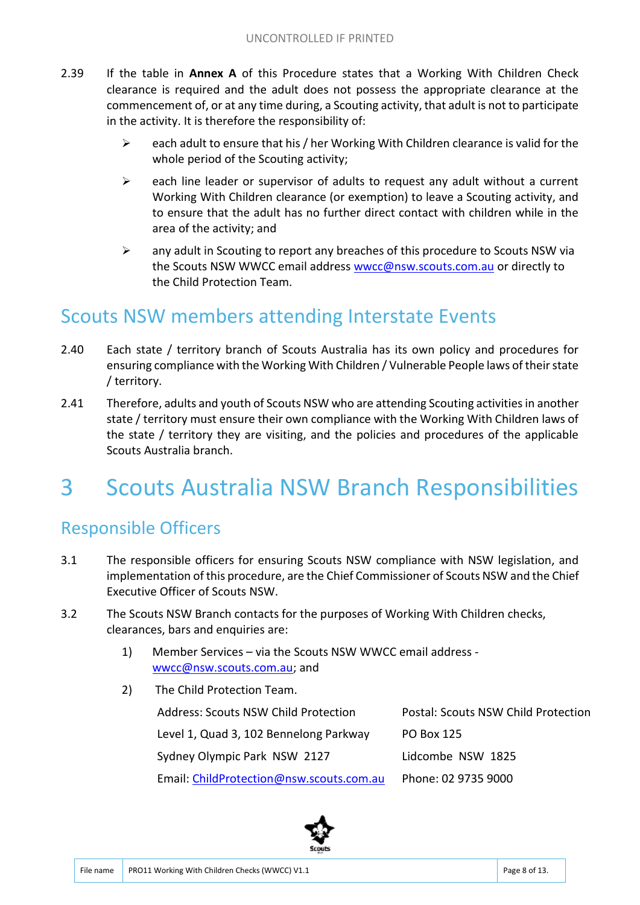2.39 If the table in **Annex A** of this Procedure states that a Working With Children Check clearance is required and the adult does not possess the appropriate clearance at the commencement of, or at any time during, a Scouting activity, that adult is not to participate in the activity. It is therefore the responsibility of:

- each adult to ensure that his / her Working With Children clearance is valid for the whole period of the Scouting activity;
- each line leader or supervisor of adults to request any adult without a current Working With Children clearance (or exemption) to leave a Scouting activity, and to ensure that the adult has no further direct contact with children while in the area of the activity; and
- any adult in Scouting to report any breaches of this procedure to Scouts NSW via the Scouts NSW WWCC email address wwcc@nsw.scouts.com.au or directly to the Child Protection Team.

## Scouts NSW members attending Interstate Events

2.40 Each state / territory branch of Scouts Australia has its own policy and procedures for ensuring compliance with the Working With Children / Vulnerable People laws of their state / territory.

2.41 Therefore, adults and youth of Scouts NSW who are attending Scouting activities in another state / territory must ensure their own compliance with the Working With Children laws of the state / territory they are visiting, and the policies and procedures of the applicable Scouts Australia branch.

# 3 Scouts Australia NSW Branch Responsibilities

## Responsible Officers

3.1 The responsible officers for ensuring Scouts NSW compliance with NSW legislation, and implementation of this procedure, are the Chief Commissioner of Scouts NSW and the Chief Executive Officer of Scouts NSW.

3.2 The Scouts NSW Branch contacts for the purposes of Working With Children checks, clearances, bars and enquiries are:

1) Member Services – via the Scouts NSW WWCC email address - wwcc@nsw.scouts.com.au; and

2) The Child Protection Team.

| | |
|---|---|
| Address: Scouts NSW Child Protection | Postal: Scouts NSW Child Protection |
| Level 1, Quad 3, 102 Bennelong Parkway | PO Box 125 |
| Sydney Olympic Park NSW 2127 | Lidcombe NSW 1825 |
| Email: ChildProtection@nsw.scouts.com.au | Phone: 02 9735 9000 |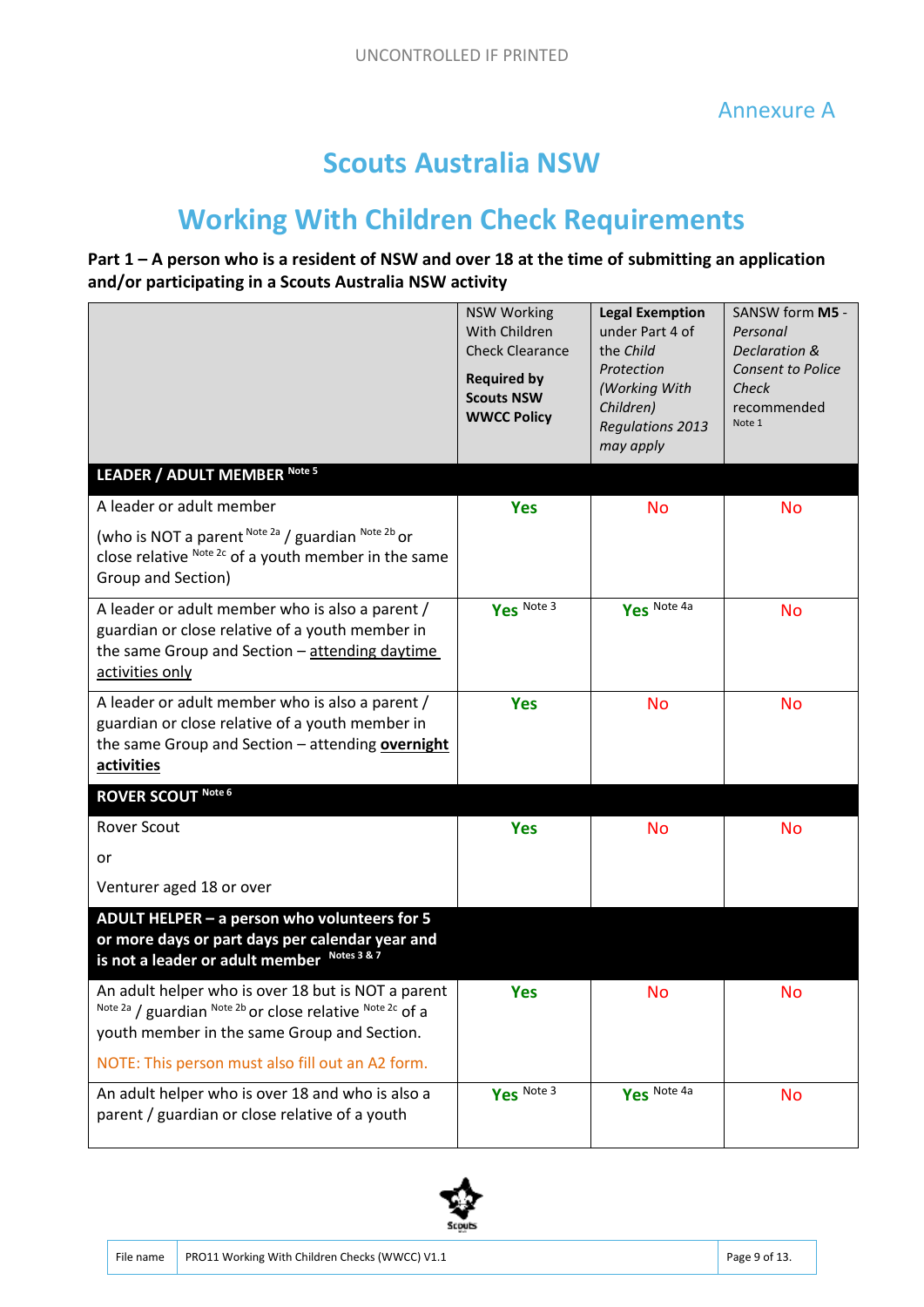Annexure A

# Scouts Australia NSW

# Working With Children Check Requirements

**Part 1 – A person who is a resident of NSW and over 18 at the time of submitting an application and/or participating in a Scouts Australia NSW activity**

| | NSW Working With Children Check Clearance **Required by Scouts NSW WWCC Policy** | **Legal Exemption** under Part 4 of the *Child Protection (Working With Children) Regulations 2013 may apply* | SANSW form **M5** - *Personal Declaration &* Consent to Police Check recommended Note 1 |
|---|---|---|---|
| **LEADER / ADULT MEMBER** Note 5 | | | |
| A leader or adult member (who is NOT a parent Note 2a / guardian Note 2b or close relative Note 2c of a youth member in the same Group and Section) | Yes | No | No |
| A leader or adult member who is also a parent / guardian or close relative of a youth member in the same Group and Section – attending daytime activities only | Yes Note 3 | Yes Note 4a | No |
| A leader or adult member who is also a parent / guardian or close relative of a youth member in the same Group and Section – attending **overnight activities** | Yes | No | No |
| **ROVER SCOUT** Note 6 | | | |
| Rover Scout or Venturer aged 18 or over | Yes | No | No |
| **ADULT HELPER – a person who volunteers for 5 or more days or part days per calendar year and is not a leader or adult member** Notes 3 & 7 | | | |
| An adult helper who is over 18 but is NOT a parent Note 2a / guardian Note 2b or close relative Note 2c of a youth member in the same Group and Section. NOTE: This person must also fill out an A2 form. | Yes | No | No |
| An adult helper who is over 18 and who is also a parent / guardian or close relative of a youth | Yes Note 3 | Yes Note 4a | No |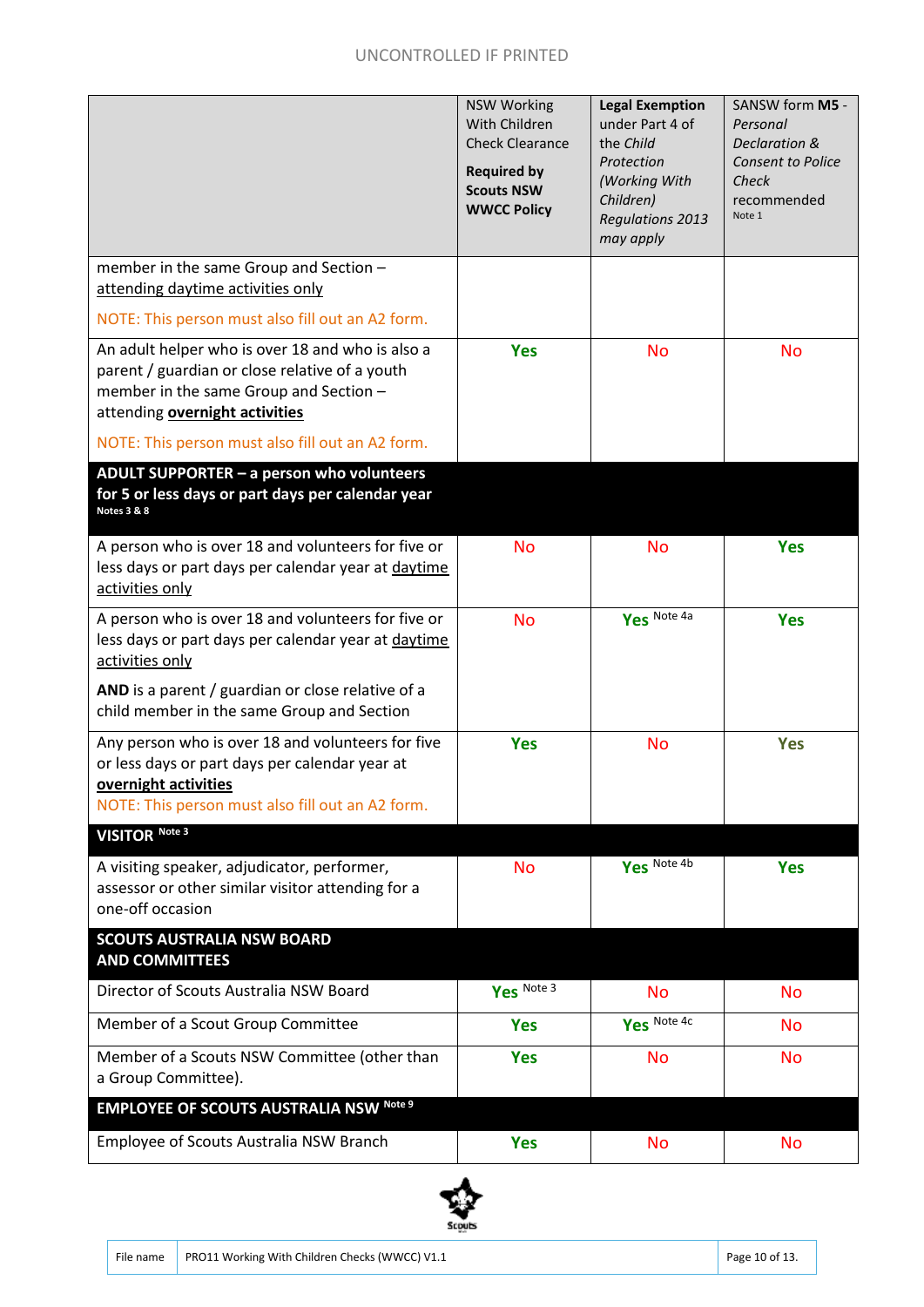| | NSW Working With Children Check Clearance **Required by Scouts NSW WWCC Policy** | **Legal Exemption** under Part 4 of the *Child Protection (Working With Children) Regulations 2013 may apply* | SANSW form **M5** - *Personal Declaration & Consent to Police Check* recommended Note 1 |
|---|---|---|---|
| member in the same Group and Section – attending daytime activities only<br><br>NOTE: This person must also fill out an A2 form. | | | |
| An adult helper who is over 18 and who is also a parent / guardian or close relative of a youth member in the same Group and Section – attending **overnight activities**<br><br>NOTE: This person must also fill out an A2 form. | Yes | No | No |
| **ADULT SUPPORTER – a person who volunteers for 5 or less days or part days per calendar year** Notes 3 & 8 | | | |
| A person who is over 18 and volunteers for five or less days or part days per calendar year at daytime activities only | No | No | Yes |
| A person who is over 18 and volunteers for five or less days or part days per calendar year at daytime activities only<br><br>**AND** is a parent / guardian or close relative of a child member in the same Group and Section | No | Yes Note 4a | Yes |
| Any person who is over 18 and volunteers for five or less days or part days per calendar year at **overnight activities**<br>NOTE: This person must also fill out an A2 form. | Yes | No | Yes |
| **VISITOR** Note 3 | | | |
| A visiting speaker, adjudicator, performer, assessor or other similar visitor attending for a one-off occasion | No | Yes Note 4b | Yes |
| **SCOUTS AUSTRALIA NSW BOARD AND COMMITTEES** | | | |
| Director of Scouts Australia NSW Board | Yes Note 3 | No | No |
| Member of a Scout Group Committee | Yes | Yes Note 4c | No |
| Member of a Scouts NSW Committee (other than a Group Committee). | Yes | No | No |
| **EMPLOYEE OF SCOUTS AUSTRALIA NSW** Note 9 | | | |
| Employee of Scouts Australia NSW Branch | Yes | No | No |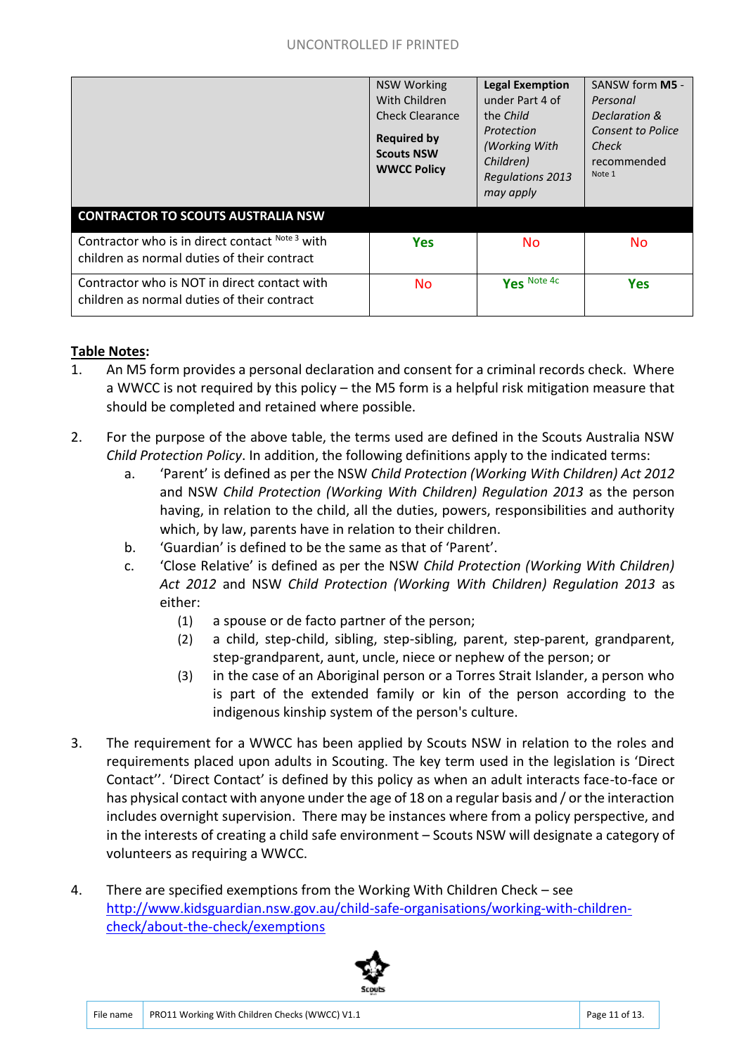| | NSW Working With Children Check Clearance **Required by Scouts NSW WWCC Policy** | **Legal Exemption** under Part 4 of the *Child Protection (Working With Children) Regulations 2013 may apply* | SANSW form **M5** - *Personal Declaration & Consent to Police Check* recommended [Note 1] |
|---|---|---|---|
| **CONTRACTOR TO SCOUTS AUSTRALIA NSW** | | | |
| Contractor who is in direct contact [Note 3] with children as normal duties of their contract | Yes | No | No |
| Contractor who is NOT in direct contact with children as normal duties of their contract | No | Yes [Note 4c] | Yes |

**Table Notes:**

1. An M5 form provides a personal declaration and consent for a criminal records check. Where a WWCC is not required by this policy – the M5 form is a helpful risk mitigation measure that should be completed and retained where possible.

2. For the purpose of the above table, the terms used are defined in the Scouts Australia NSW *Child Protection Policy*. In addition, the following definitions apply to the indicated terms:
   a. 'Parent' is defined as per the NSW *Child Protection (Working With Children) Act 2012* and NSW *Child Protection (Working With Children) Regulation 2013* as the person having, in relation to the child, all the duties, powers, responsibilities and authority which, by law, parents have in relation to their children.
   b. 'Guardian' is defined to be the same as that of 'Parent'.
   c. 'Close Relative' is defined as per the NSW *Child Protection (Working With Children) Act 2012* and NSW *Child Protection (Working With Children) Regulation 2013* as either:
      (1) a spouse or de facto partner of the person;
      (2) a child, step-child, sibling, step-sibling, parent, step-parent, grandparent, step-grandparent, aunt, uncle, niece or nephew of the person; or
      (3) in the case of an Aboriginal person or a Torres Strait Islander, a person who is part of the extended family or kin of the person according to the indigenous kinship system of the person's culture.

3. The requirement for a WWCC has been applied by Scouts NSW in relation to the roles and requirements placed upon adults in Scouting. The key term used in the legislation is 'Direct Contact''. 'Direct Contact' is defined by this policy as when an adult interacts face-to-face or has physical contact with anyone under the age of 18 on a regular basis and / or the interaction includes overnight supervision. There may be instances where from a policy perspective, and in the interests of creating a child safe environment – Scouts NSW will designate a category of volunteers as requiring a WWCC.

4. There are specified exemptions from the Working With Children Check – see [http://www.kidsguardian.nsw.gov.au/child-safe-organisations/working-with-children-check/about-the-check/exemptions](http://www.kidsguardian.nsw.gov.au/child-safe-organisations/working-with-children-check/about-the-check/exemptions)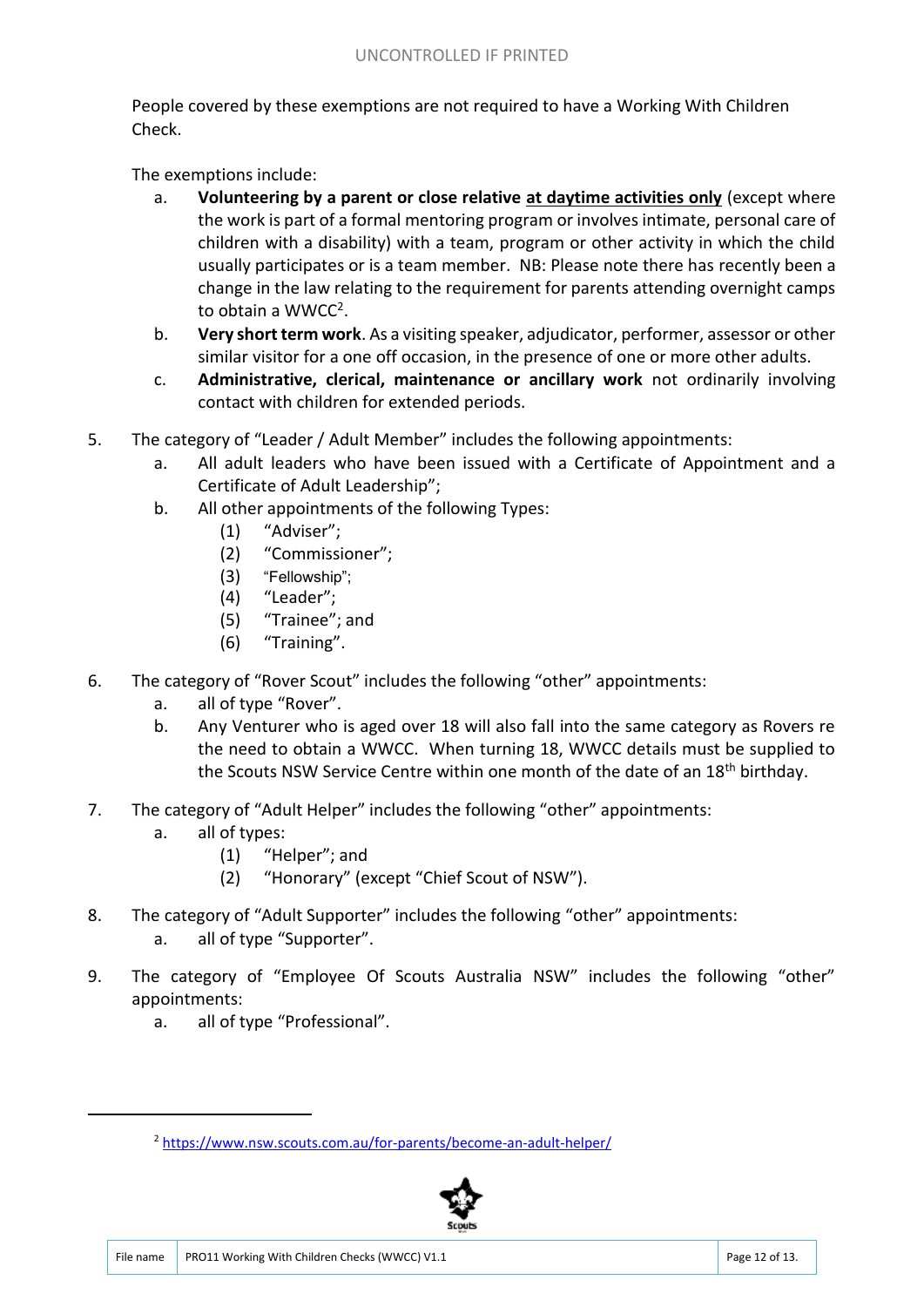People covered by these exemptions are not required to have a Working With Children Check.

The exemptions include:

a. **Volunteering by a parent or close relative <u>at daytime activities only</u>** (except where the work is part of a formal mentoring program or involves intimate, personal care of children with a disability) with a team, program or other activity in which the child usually participates or is a team member. NB: Please note there has recently been a change in the law relating to the requirement for parents attending overnight camps to obtain a WWCC[2].

b. **Very short term work**. As a visiting speaker, adjudicator, performer, assessor or other similar visitor for a one off occasion, in the presence of one or more other adults.

c. **Administrative, clerical, maintenance or ancillary work** not ordinarily involving contact with children for extended periods.

5. The category of "Leader / Adult Member" includes the following appointments:
   a. All adult leaders who have been issued with a Certificate of Appointment and a Certificate of Adult Leadership";
   b. All other appointments of the following Types:
      (1) "Adviser";
      (2) "Commissioner";
      (3) "Fellowship";
      (4) "Leader";
      (5) "Trainee"; and
      (6) "Training".

6. The category of "Rover Scout" includes the following "other" appointments:
   a. all of type "Rover".
   b. Any Venturer who is aged over 18 will also fall into the same category as Rovers re the need to obtain a WWCC. When turning 18, WWCC details must be supplied to the Scouts NSW Service Centre within one month of the date of an 18th birthday.

7. The category of "Adult Helper" includes the following "other" appointments:
   a. all of types:
      (1) "Helper"; and
      (2) "Honorary" (except "Chief Scout of NSW").

8. The category of "Adult Supporter" includes the following "other" appointments:
   a. all of type "Supporter".

9. The category of "Employee Of Scouts Australia NSW" includes the following "other" appointments:
   a. all of type "Professional".

---

[2] https://www.nsw.scouts.com.au/for-parents/become-an-adult-helper/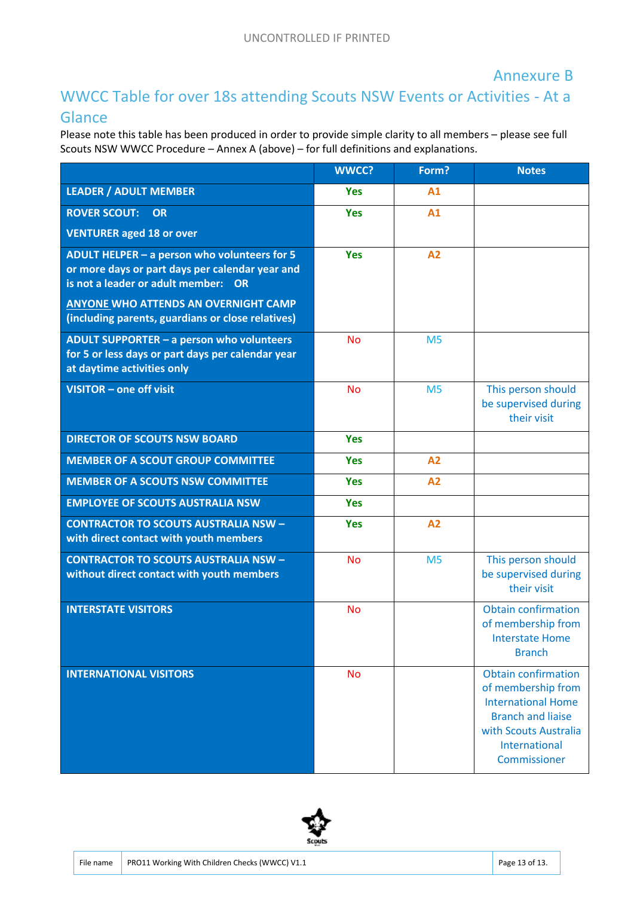## Annexure B

# WWCC Table for over 18s attending Scouts NSW Events or Activities - At a Glance

Please note this table has been produced in order to provide simple clarity to all members – please see full Scouts NSW WWCC Procedure – Annex A (above) – for full definitions and explanations.

| | WWCC? | Form? | Notes |
|---|---|---|---|
| **LEADER / ADULT MEMBER** | Yes | A1 | |
| **ROVER SCOUT: OR**<br>**VENTURER aged 18 or over** | Yes | A1 | |
| **ADULT HELPER – a person who volunteers for 5 or more days or part days per calendar year and is not a leader or adult member: OR**<br>**ANYONE WHO ATTENDS AN OVERNIGHT CAMP (including parents, guardians or close relatives)** | Yes | A2 | |
| **ADULT SUPPORTER – a person who volunteers for 5 or less days or part days per calendar year at daytime activities only** | No | M5 | |
| **VISITOR – one off visit** | No | M5 | This person should be supervised during their visit |
| **DIRECTOR OF SCOUTS NSW BOARD** | Yes | | |
| **MEMBER OF A SCOUT GROUP COMMITTEE** | Yes | A2 | |
| **MEMBER OF A SCOUTS NSW COMMITTEE** | Yes | A2 | |
| **EMPLOYEE OF SCOUTS AUSTRALIA NSW** | Yes | | |
| **CONTRACTOR TO SCOUTS AUSTRALIA NSW – with direct contact with youth members** | Yes | A2 | |
| **CONTRACTOR TO SCOUTS AUSTRALIA NSW – without direct contact with youth members** | No | M5 | This person should be supervised during their visit |
| **INTERSTATE VISITORS** | No | | Obtain confirmation of membership from Interstate Home Branch |
| **INTERNATIONAL VISITORS** | No | | Obtain confirmation of membership from International Home Branch and liaise with Scouts Australia International Commissioner |